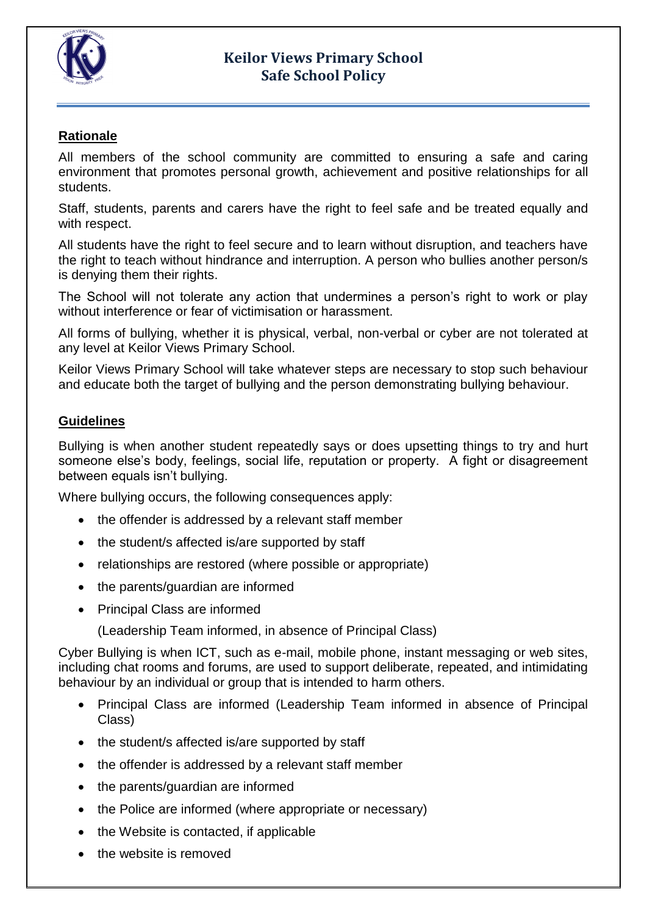# Keilor Views Primary School
## Safe School Policy

### Rationale

All members of the school community are committed to ensuring a safe and caring environment that promotes personal growth, achievement and positive relationships for all students.

Staff, students, parents and carers have the right to feel safe and be treated equally and with respect.

All students have the right to feel secure and to learn without disruption, and teachers have the right to teach without hindrance and interruption. A person who bullies another person/s is denying them their rights.

The School will not tolerate any action that undermines a person's right to work or play without interference or fear of victimisation or harassment.

All forms of bullying, whether it is physical, verbal, non-verbal or cyber are not tolerated at any level at Keilor Views Primary School.

Keilor Views Primary School will take whatever steps are necessary to stop such behaviour and educate both the target of bullying and the person demonstrating bullying behaviour.

### Guidelines

Bullying is when another student repeatedly says or does upsetting things to try and hurt someone else's body, feelings, social life, reputation or property. A fight or disagreement between equals isn't bullying.

Where bullying occurs, the following consequences apply:

- the offender is addressed by a relevant staff member
- the student/s affected is/are supported by staff
- relationships are restored (where possible or appropriate)
- the parents/guardian are informed
- Principal Class are informed

  (Leadership Team informed, in absence of Principal Class)

Cyber Bullying is when ICT, such as e-mail, mobile phone, instant messaging or web sites, including chat rooms and forums, are used to support deliberate, repeated, and intimidating behaviour by an individual or group that is intended to harm others.

- Principal Class are informed (Leadership Team informed in absence of Principal Class)
- the student/s affected is/are supported by staff
- the offender is addressed by a relevant staff member
- the parents/guardian are informed
- the Police are informed (where appropriate or necessary)
- the Website is contacted, if applicable
- the website is removed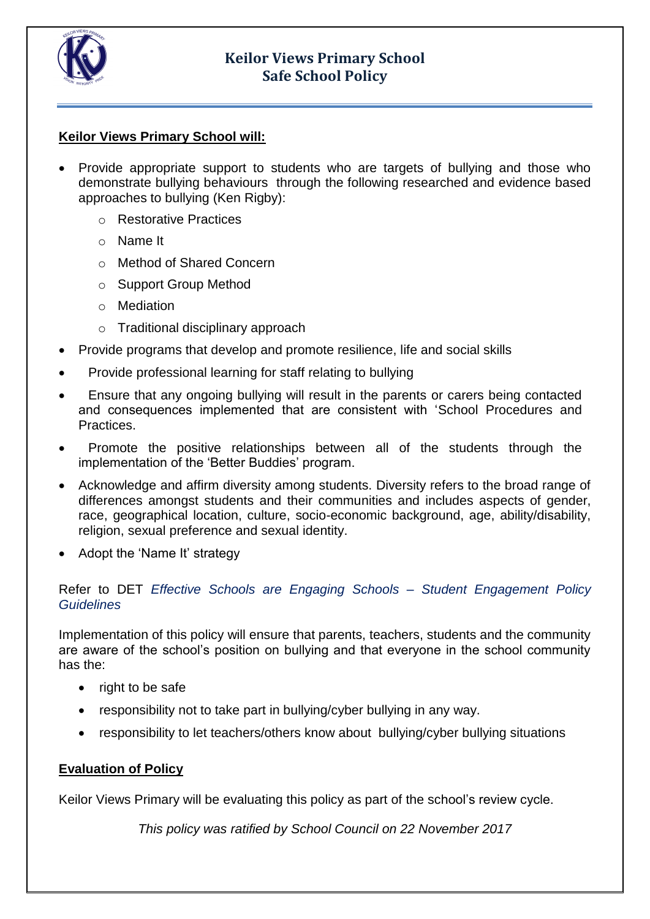# Keilor Views Primary School
## Safe School Policy

**Keilor Views Primary School will:**

- Provide appropriate support to students who are targets of bullying and those who demonstrate bullying behaviours through the following researched and evidence based approaches to bullying (Ken Rigby):
  - Restorative Practices
  - Name It
  - Method of Shared Concern
  - Support Group Method
  - Mediation
  - Traditional disciplinary approach
- Provide programs that develop and promote resilience, life and social skills
- Provide professional learning for staff relating to bullying
- Ensure that any ongoing bullying will result in the parents or carers being contacted and consequences implemented that are consistent with 'School Procedures and Practices.
- Promote the positive relationships between all of the students through the implementation of the 'Better Buddies' program.
- Acknowledge and affirm diversity among students. Diversity refers to the broad range of differences amongst students and their communities and includes aspects of gender, race, geographical location, culture, socio-economic background, age, ability/disability, religion, sexual preference and sexual identity.
- Adopt the 'Name It' strategy

Refer to DET *Effective Schools are Engaging Schools – Student Engagement Policy Guidelines*

Implementation of this policy will ensure that parents, teachers, students and the community are aware of the school's position on bullying and that everyone in the school community has the:

- right to be safe
- responsibility not to take part in bullying/cyber bullying in any way.
- responsibility to let teachers/others know about bullying/cyber bullying situations

**Evaluation of Policy**

Keilor Views Primary will be evaluating this policy as part of the school's review cycle.

*This policy was ratified by School Council on 22 November 2017*